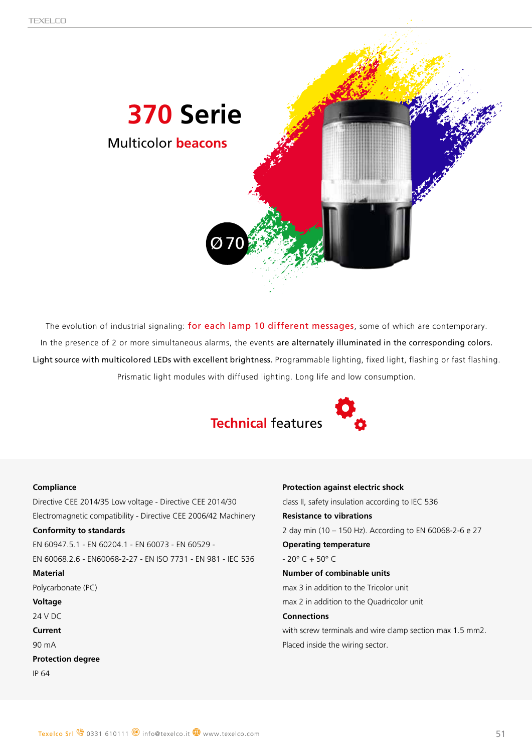# 370 Serie

## Multicolor beacons

Ø 70

The evolution of industrial signaling: for each lamp 10 different messages, some of which are contemporary.

In the presence of 2 or more simultaneous alarms, the events **are alternately illuminated in the corresponding colors.**

**Light source with multicolored LEDs with excellent brightness.** Programmable lighting, fixed light, flashing or fast flashing.

Prismatic light modules with diffused lighting. Long life and low consumption.

## Technical features

**Compliance**

Directive CEE 2014/35 Low voltage - Directive CEE 2014/30

Electromagnetic compatibility - Directive CEE 2006/42 Machinery

**Conformity to standards**

EN 60947.5.1 - EN 60204.1 - EN 60073 - EN 60529 -

EN 60068.2.6 - EN60068-2-27 - EN ISO 7731 - EN 981 - IEC 536

**Material**

Polycarbonate (PC)

**Voltage**

24 V DC

**Current**

90 mA

**Protection degree**

IP 64

**Protection against electric shock**

class II, safety insulation according to IEC 536

**Resistance to vibrations**

2 day min (10 – 150 Hz). According to EN 60068-2-6 e 27

**Operating temperature**

- 20° C + 50° C

**Number of combinable units**

max 3 in addition to the Tricolor unit

max 2 in addition to the Quadricolor unit

**Connections**

with screw terminals and wire clamp section max 1.5 mm2.

Placed inside the wiring sector.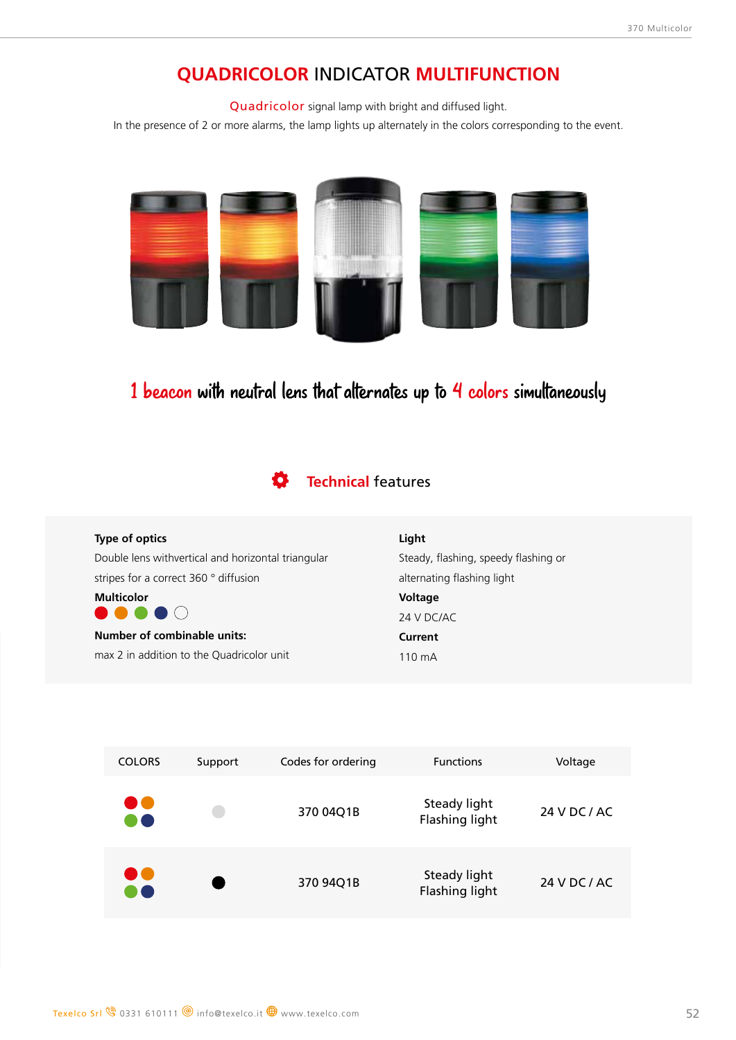# QUADRICOLOR INDICATOR MULTIFUNCTION

Quadricolor signal lamp with bright and diffused light.

In the presence of 2 or more alarms, the lamp lights up alternately in the colors corresponding to the event.

1 beacon with neutral lens that alternates up to 4 colors simultaneously

## Technical features

**Type of optics**

Double lens withvertical and horizontal triangular stripes for a correct 360 ° diffusion

**Multicolor**

🔴 🟠 🟢 🔵 ⚪

**Number of combinable units:**

max 2 in addition to the Quadricolor unit

**Light**

Steady, flashing, speedy flashing or alternating flashing light

**Voltage**

24 V DC/AC

**Current**

110 mA

| COLORS | Support | Codes for ordering | Functions | Voltage |
|---|---|---|---|---|
| 🔴🟠🟢🔵 | ⚪ | 370 04Q1B | Steady light<br>Flashing light | 24 V DC / AC |
| 🔴🟠🟢🔵 | ⚫ | 370 94Q1B | Steady light<br>Flashing light | 24 V DC / AC |

Texelco Srl 0331 610111 info@texelco.it www.texelco.com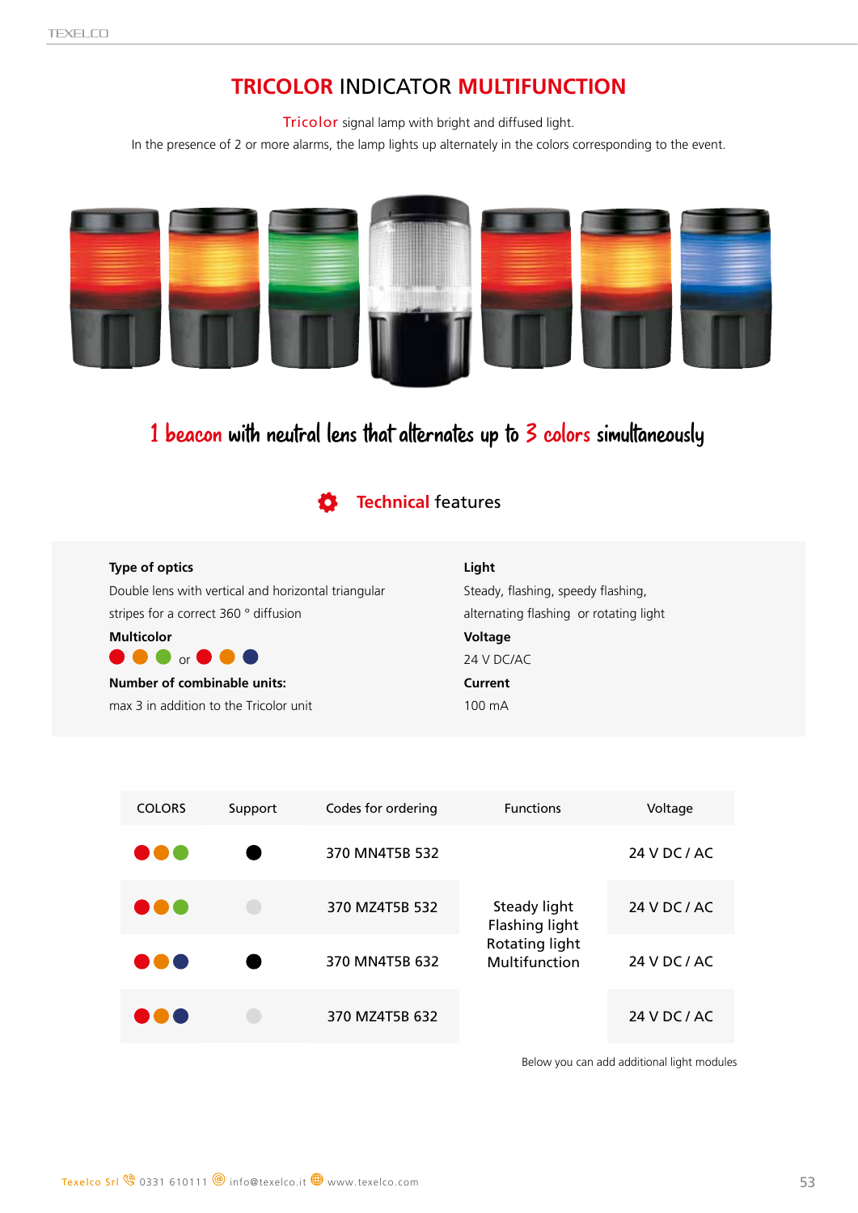# TRICOLOR INDICATOR MULTIFUNCTION

Tricolor signal lamp with bright and diffused light.
In the presence of 2 or more alarms, the lamp lights up alternately in the colors corresponding to the event.

## 1 beacon with neutral lens that alternates up to 3 colors simultaneously

### Technical features

**Type of optics**
Double lens with vertical and horizontal triangular stripes for a correct 360 ° diffusion

**Multicolor**
● ● ● or ● ● ●

**Number of combinable units:**
max 3 in addition to the Tricolor unit

**Light**
Steady, flashing, speedy flashing, alternating flashing or rotating light

**Voltage**
24 V DC/AC

**Current**
100 mA

| COLORS | Support | Codes for ordering | Functions | Voltage |
|---|---|---|---|---|
| ● ● ● | ● | 370 MN4T5B 532 | Steady light<br>Flashing light<br>Rotating light<br>Multifunction | 24 V DC / AC |
| ● ● ● | ● | 370 MZ4T5B 532 | | 24 V DC / AC |
| ● ● ● | ● | 370 MN4T5B 632 | | 24 V DC / AC |
| ● ● ● | ● | 370 MZ4T5B 632 | | 24 V DC / AC |

Below you can add additional light modules

Texelco Srl 0331 610111 info@texelco.it www.texelco.com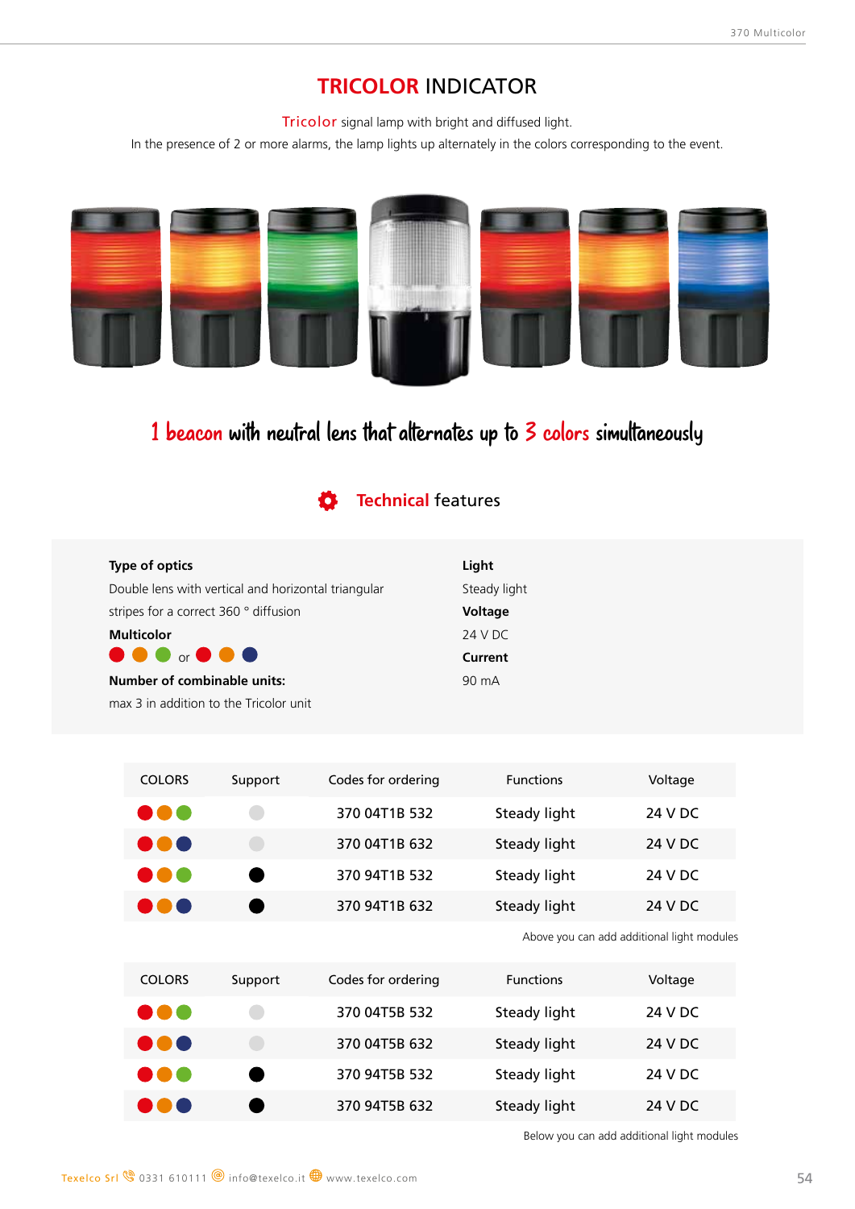# TRICOLOR INDICATOR

Tricolor signal lamp with bright and diffused light.
In the presence of 2 or more alarms, the lamp lights up alternately in the colors corresponding to the event.

1 beacon with neutral lens that alternates up to 3 colors simultaneously

## Technical features

**Type of optics**
Double lens with vertical and horizontal triangular stripes for a correct 360 ° diffusion

**Multicolor**
🔴🟠🟢 or 🔴🟠🔵

**Number of combinable units:**
max 3 in addition to the Tricolor unit

**Light**
Steady light

**Voltage**
24 V DC

**Current**
90 mA

| COLORS | Support | Codes for ordering | Functions | Voltage |
|---|---|---|---|---|
| 🔴🟠🟢 | ⚪ | 370 04T1B 532 | Steady light | 24 V DC |
| 🔴🟠🔵 | ⚪ | 370 04T1B 632 | Steady light | 24 V DC |
| 🔴🟠🟢 | ⚫ | 370 94T1B 532 | Steady light | 24 V DC |
| 🔴🟠🔵 | ⚫ | 370 94T1B 632 | Steady light | 24 V DC |

Above you can add additional light modules

| COLORS | Support | Codes for ordering | Functions | Voltage |
|---|---|---|---|---|
| 🔴🟠🟢 | ⚪ | 370 04T5B 532 | Steady light | 24 V DC |
| 🔴🟠🔵 | ⚪ | 370 04T5B 632 | Steady light | 24 V DC |
| 🔴🟠🟢 | ⚫ | 370 94T5B 532 | Steady light | 24 V DC |
| 🔴🟠🔵 | ⚫ | 370 94T5B 632 | Steady light | 24 V DC |

Below you can add additional light modules